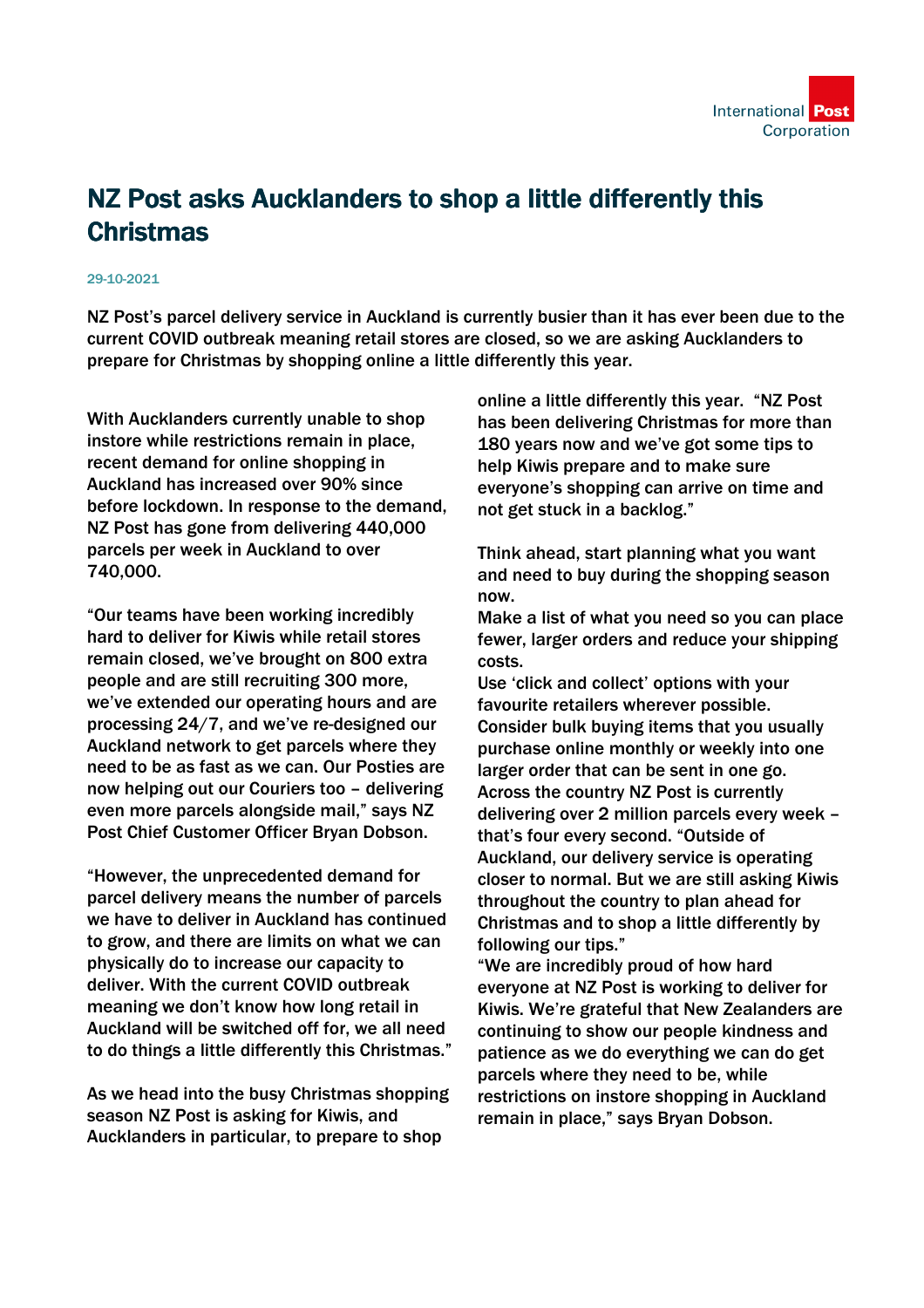# NZ Post asks Aucklanders to shop a little differently this Christmas

29-10-2021

NZ Post's parcel delivery service in Auckland is currently busier than it has ever been due to the current COVID outbreak meaning retail stores are closed, so we are asking Aucklanders to prepare for Christmas by shopping online a little differently this year.

With Aucklanders currently unable to shop instore while restrictions remain in place, recent demand for online shopping in Auckland has increased over 90% since before lockdown. In response to the demand, NZ Post has gone from delivering 440,000 parcels per week in Auckland to over 740,000.

"Our teams have been working incredibly hard to deliver for Kiwis while retail stores remain closed, we've brought on 800 extra people and are still recruiting 300 more, we've extended our operating hours and are processing 24/7, and we've re-designed our Auckland network to get parcels where they need to be as fast as we can. Our Posties are now helping out our Couriers too – delivering even more parcels alongside mail," says NZ Post Chief Customer Officer Bryan Dobson.

"However, the unprecedented demand for parcel delivery means the number of parcels we have to deliver in Auckland has continued to grow, and there are limits on what we can physically do to increase our capacity to deliver. With the current COVID outbreak meaning we don't know how long retail in Auckland will be switched off for, we all need to do things a little differently this Christmas."

As we head into the busy Christmas shopping season NZ Post is asking for Kiwis, and Aucklanders in particular, to prepare to shop online a little differently this year. "NZ Post has been delivering Christmas for more than 180 years now and we've got some tips to help Kiwis prepare and to make sure everyone's shopping can arrive on time and not get stuck in a backlog."

Think ahead, start planning what you want and need to buy during the shopping season now.
Make a list of what you need so you can place fewer, larger orders and reduce your shipping costs.
Use 'click and collect' options with your favourite retailers wherever possible.
Consider bulk buying items that you usually purchase online monthly or weekly into one larger order that can be sent in one go.
Across the country NZ Post is currently delivering over 2 million parcels every week – that's four every second. "Outside of Auckland, our delivery service is operating closer to normal. But we are still asking Kiwis throughout the country to plan ahead for Christmas and to shop a little differently by following our tips."
"We are incredibly proud of how hard everyone at NZ Post is working to deliver for Kiwis. We're grateful that New Zealanders are continuing to show our people kindness and patience as we do everything we can do get parcels where they need to be, while restrictions on instore shopping in Auckland remain in place," says Bryan Dobson.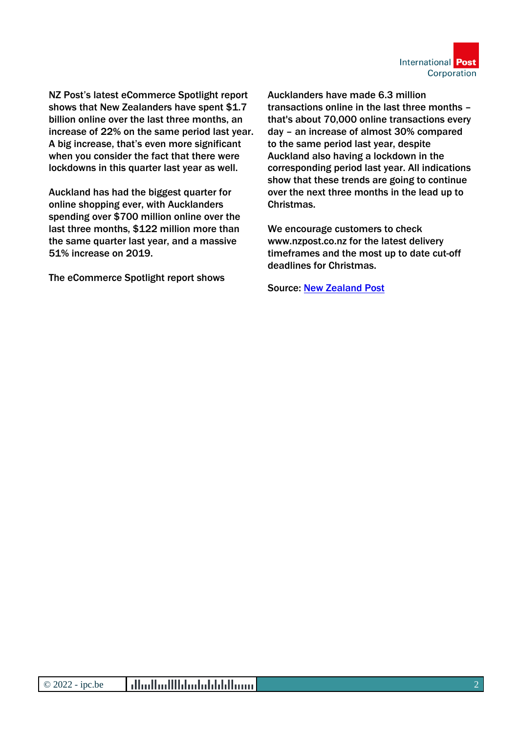NZ Post's latest eCommerce Spotlight report shows that New Zealanders have spent $1.7 billion online over the last three months, an increase of 22% on the same period last year. A big increase, that's even more significant when you consider the fact that there were lockdowns in this quarter last year as well.

Auckland has had the biggest quarter for online shopping ever, with Aucklanders spending over $700 million online over the last three months, $122 million more than the same quarter last year, and a massive 51% increase on 2019.

The eCommerce Spotlight report shows Aucklanders have made 6.3 million transactions online in the last three months – that's about 70,000 online transactions every day – an increase of almost 30% compared to the same period last year, despite Auckland also having a lockdown in the corresponding period last year. All indications show that these trends are going to continue over the next three months in the lead up to Christmas.

We encourage customers to check www.nzpost.co.nz for the latest delivery timeframes and the most up to date cut-off deadlines for Christmas.

Source: [New Zealand Post]